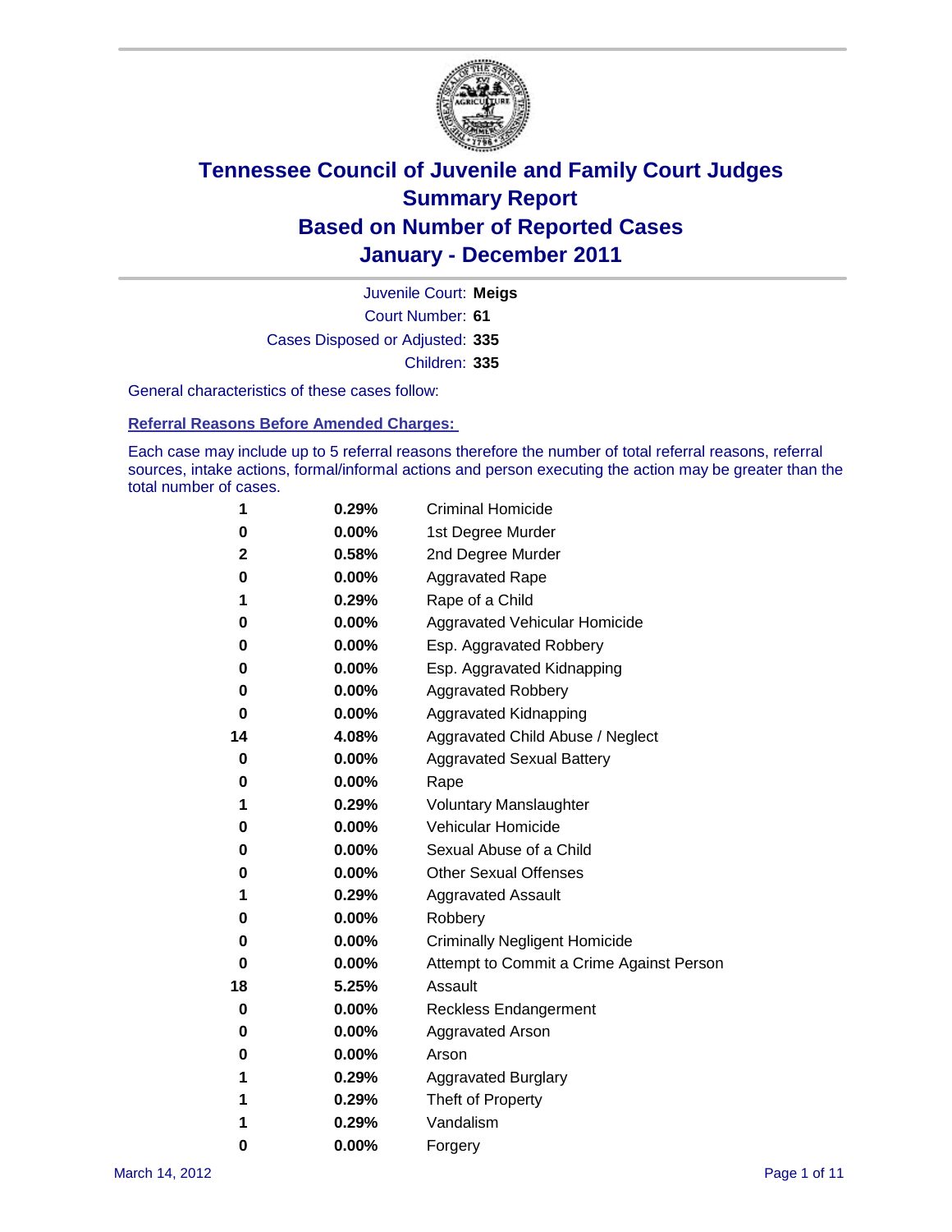# Tennessee Council of Juvenile and Family Court Judges
## Summary Report
## Based on Number of Reported Cases
## January - December 2011

Juvenile Court: **Meigs**

Court Number: **61**

Cases Disposed or Adjusted: **335**

Children: **335**

General characteristics of these cases follow:

### Referral Reasons Before Amended Charges:

Each case may include up to 5 referral reasons therefore the number of total referral reasons, referral sources, intake actions, formal/informal actions and person executing the action may be greater than the total number of cases.

| Count | Percent | Referral Reason |
|---|---|---|
| 1 | 0.29% | Criminal Homicide |
| 0 | 0.00% | 1st Degree Murder |
| 2 | 0.58% | 2nd Degree Murder |
| 0 | 0.00% | Aggravated Rape |
| 1 | 0.29% | Rape of a Child |
| 0 | 0.00% | Aggravated Vehicular Homicide |
| 0 | 0.00% | Esp. Aggravated Robbery |
| 0 | 0.00% | Esp. Aggravated Kidnapping |
| 0 | 0.00% | Aggravated Robbery |
| 0 | 0.00% | Aggravated Kidnapping |
| 14 | 4.08% | Aggravated Child Abuse / Neglect |
| 0 | 0.00% | Aggravated Sexual Battery |
| 0 | 0.00% | Rape |
| 1 | 0.29% | Voluntary Manslaughter |
| 0 | 0.00% | Vehicular Homicide |
| 0 | 0.00% | Sexual Abuse of a Child |
| 0 | 0.00% | Other Sexual Offenses |
| 1 | 0.29% | Aggravated Assault |
| 0 | 0.00% | Robbery |
| 0 | 0.00% | Criminally Negligent Homicide |
| 0 | 0.00% | Attempt to Commit a Crime Against Person |
| 18 | 5.25% | Assault |
| 0 | 0.00% | Reckless Endangerment |
| 0 | 0.00% | Aggravated Arson |
| 0 | 0.00% | Arson |
| 1 | 0.29% | Aggravated Burglary |
| 1 | 0.29% | Theft of Property |
| 1 | 0.29% | Vandalism |
| 0 | 0.00% | Forgery |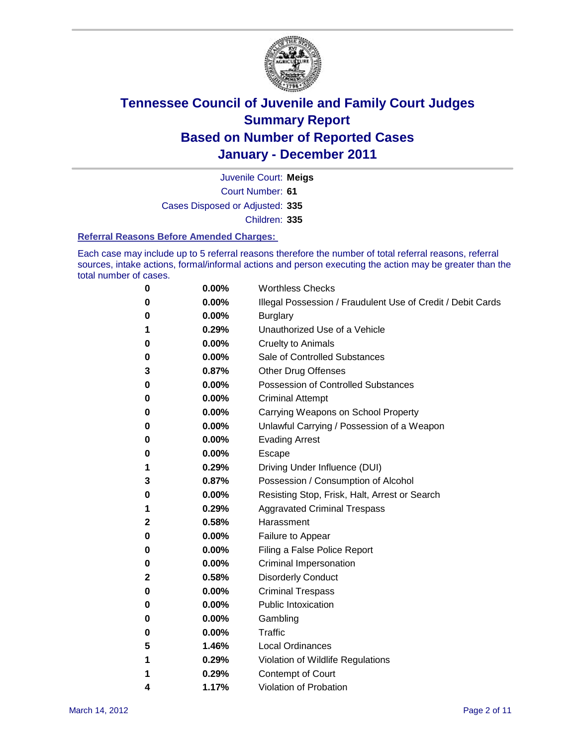# Tennessee Council of Juvenile and Family Court Judges
## Summary Report
## Based on Number of Reported Cases
## January - December 2011

Juvenile Court: **Meigs**
Court Number: **61**
Cases Disposed or Adjusted: **335**
Children: **335**

### Referral Reasons Before Amended Charges:

Each case may include up to 5 referral reasons therefore the number of total referral reasons, referral sources, intake actions, formal/informal actions and person executing the action may be greater than the total number of cases.

| Count | Percent | Referral Reason |
|---|---|---|
| 0 | 0.00% | Worthless Checks |
| 0 | 0.00% | Illegal Possession / Fraudulent Use of Credit / Debit Cards |
| 0 | 0.00% | Burglary |
| 1 | 0.29% | Unauthorized Use of a Vehicle |
| 0 | 0.00% | Cruelty to Animals |
| 0 | 0.00% | Sale of Controlled Substances |
| 3 | 0.87% | Other Drug Offenses |
| 0 | 0.00% | Possession of Controlled Substances |
| 0 | 0.00% | Criminal Attempt |
| 0 | 0.00% | Carrying Weapons on School Property |
| 0 | 0.00% | Unlawful Carrying / Possession of a Weapon |
| 0 | 0.00% | Evading Arrest |
| 0 | 0.00% | Escape |
| 1 | 0.29% | Driving Under Influence (DUI) |
| 3 | 0.87% | Possession / Consumption of Alcohol |
| 0 | 0.00% | Resisting Stop, Frisk, Halt, Arrest or Search |
| 1 | 0.29% | Aggravated Criminal Trespass |
| 2 | 0.58% | Harassment |
| 0 | 0.00% | Failure to Appear |
| 0 | 0.00% | Filing a False Police Report |
| 0 | 0.00% | Criminal Impersonation |
| 2 | 0.58% | Disorderly Conduct |
| 0 | 0.00% | Criminal Trespass |
| 0 | 0.00% | Public Intoxication |
| 0 | 0.00% | Gambling |
| 0 | 0.00% | Traffic |
| 5 | 1.46% | Local Ordinances |
| 1 | 0.29% | Violation of Wildlife Regulations |
| 1 | 0.29% | Contempt of Court |
| 4 | 1.17% | Violation of Probation |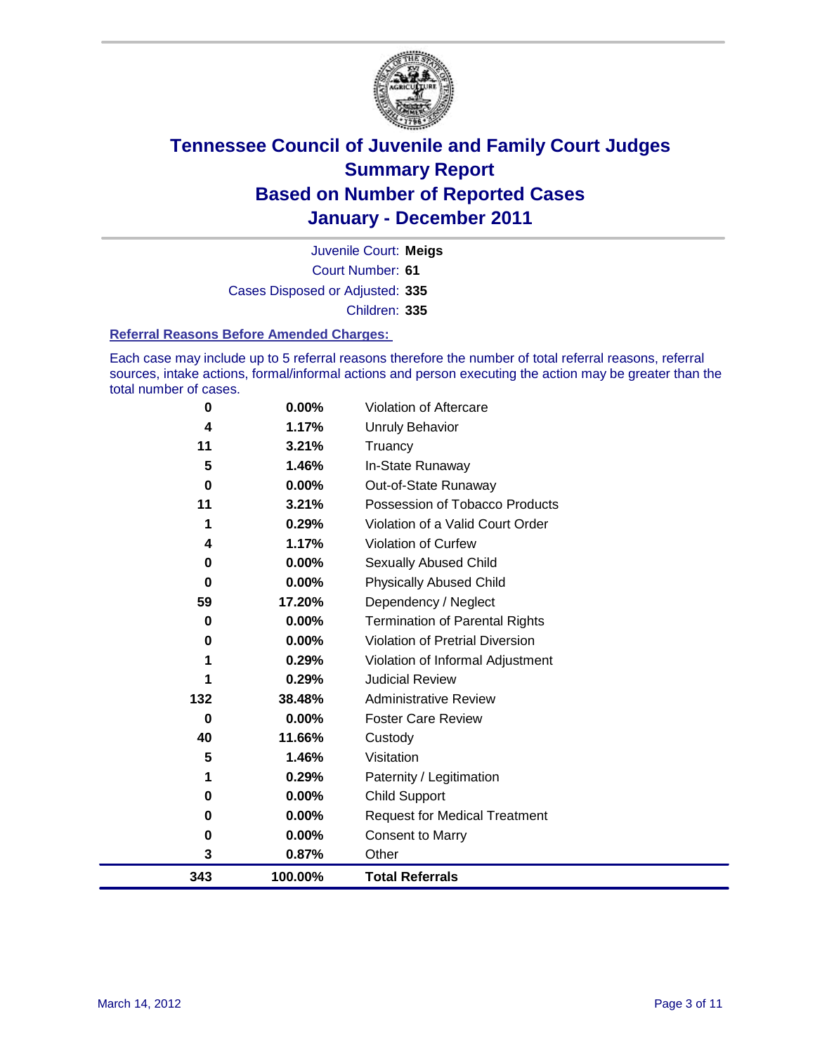# Tennessee Council of Juvenile and Family Court Judges
## Summary Report
## Based on Number of Reported Cases
## January - December 2011

Juvenile Court: **Meigs**
Court Number: **61**
Cases Disposed or Adjusted: **335**
Children: **335**

### Referral Reasons Before Amended Charges:

Each case may include up to 5 referral reasons therefore the number of total referral reasons, referral sources, intake actions, formal/informal actions and person executing the action may be greater than the total number of cases.

| Count | Percent | Referral Reason |
|---|---|---|
| 0 | 0.00% | Violation of Aftercare |
| 4 | 1.17% | Unruly Behavior |
| 11 | 3.21% | Truancy |
| 5 | 1.46% | In-State Runaway |
| 0 | 0.00% | Out-of-State Runaway |
| 11 | 3.21% | Possession of Tobacco Products |
| 1 | 0.29% | Violation of a Valid Court Order |
| 4 | 1.17% | Violation of Curfew |
| 0 | 0.00% | Sexually Abused Child |
| 0 | 0.00% | Physically Abused Child |
| 59 | 17.20% | Dependency / Neglect |
| 0 | 0.00% | Termination of Parental Rights |
| 0 | 0.00% | Violation of Pretrial Diversion |
| 1 | 0.29% | Violation of Informal Adjustment |
| 1 | 0.29% | Judicial Review |
| 132 | 38.48% | Administrative Review |
| 0 | 0.00% | Foster Care Review |
| 40 | 11.66% | Custody |
| 5 | 1.46% | Visitation |
| 1 | 0.29% | Paternity / Legitimation |
| 0 | 0.00% | Child Support |
| 0 | 0.00% | Request for Medical Treatment |
| 0 | 0.00% | Consent to Marry |
| 3 | 0.87% | Other |
| **343** | **100.00%** | **Total Referrals** |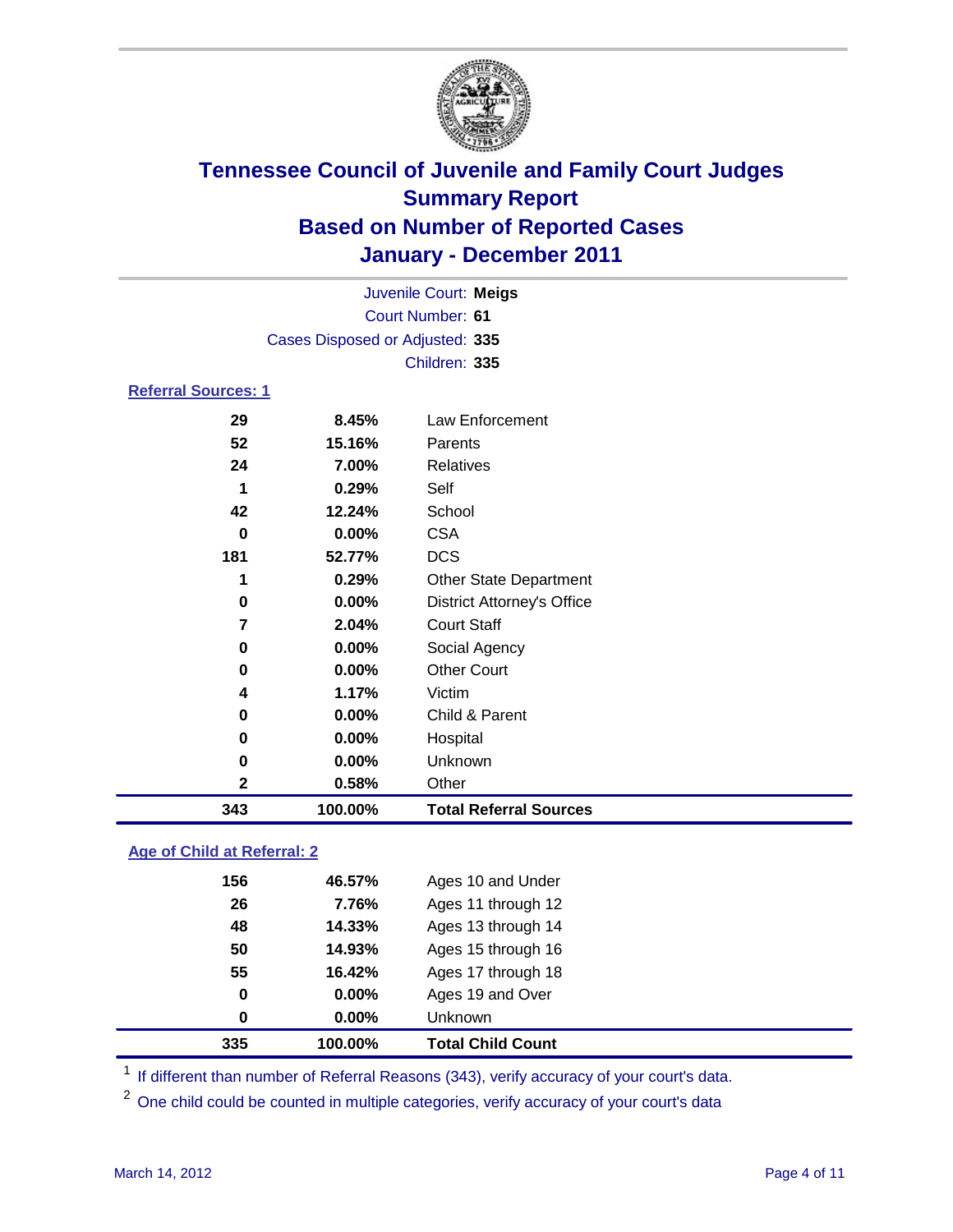# Tennessee Council of Juvenile and Family Court Judges
## Summary Report
## Based on Number of Reported Cases
## January - December 2011

Juvenile Court: **Meigs**
Court Number: **61**
Cases Disposed or Adjusted: **335**
Children: **335**

### Referral Sources: 1

| | | |
|---|---|---|
| 29 | 8.45% | Law Enforcement |
| 52 | 15.16% | Parents |
| 24 | 7.00% | Relatives |
| 1 | 0.29% | Self |
| 42 | 12.24% | School |
| 0 | 0.00% | CSA |
| 181 | 52.77% | DCS |
| 1 | 0.29% | Other State Department |
| 0 | 0.00% | District Attorney's Office |
| 7 | 2.04% | Court Staff |
| 0 | 0.00% | Social Agency |
| 0 | 0.00% | Other Court |
| 4 | 1.17% | Victim |
| 0 | 0.00% | Child & Parent |
| 0 | 0.00% | Hospital |
| 0 | 0.00% | Unknown |
| 2 | 0.58% | Other |
| **343** | **100.00%** | **Total Referral Sources** |

### Age of Child at Referral: 2

| | | |
|---|---|---|
| 156 | 46.57% | Ages 10 and Under |
| 26 | 7.76% | Ages 11 through 12 |
| 48 | 14.33% | Ages 13 through 14 |
| 50 | 14.93% | Ages 15 through 16 |
| 55 | 16.42% | Ages 17 through 18 |
| 0 | 0.00% | Ages 19 and Over |
| 0 | 0.00% | Unknown |
| **335** | **100.00%** | **Total Child Count** |

[1] If different than number of Referral Reasons (343), verify accuracy of your court's data.

[2] One child could be counted in multiple categories, verify accuracy of your court's data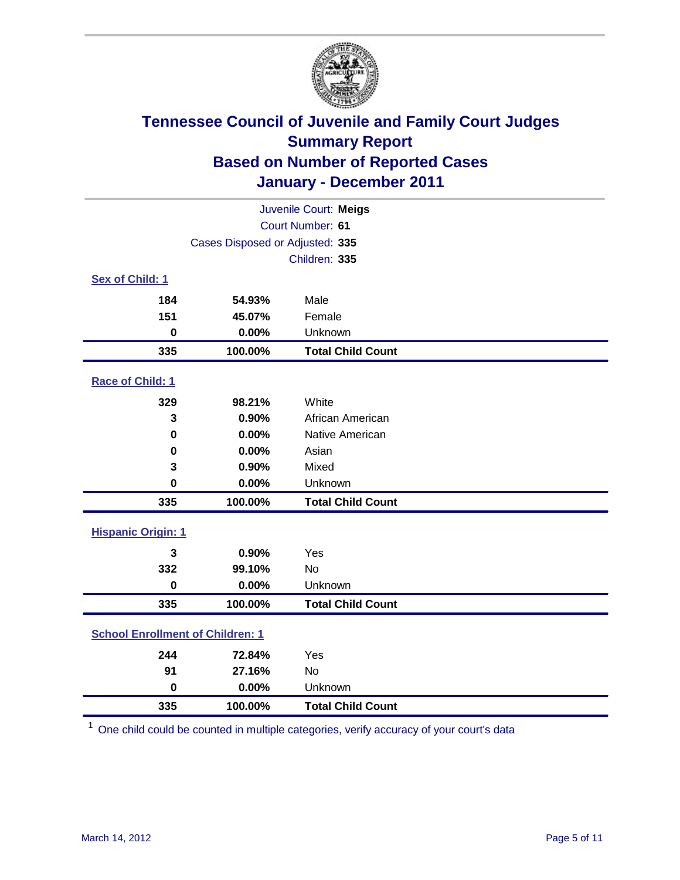# Tennessee Council of Juvenile and Family Court Judges
## Summary Report
## Based on Number of Reported Cases
## January - December 2011

Juvenile Court: **Meigs**
Court Number: **61**
Cases Disposed or Adjusted: **335**
Children: **335**

### Sex of Child: 1

| | | |
|---|---|---|
| 184 | 54.93% | Male |
| 151 | 45.07% | Female |
| 0 | 0.00% | Unknown |
| **335** | **100.00%** | **Total Child Count** |

### Race of Child: 1

| | | |
|---|---|---|
| 329 | 98.21% | White |
| 3 | 0.90% | African American |
| 0 | 0.00% | Native American |
| 0 | 0.00% | Asian |
| 3 | 0.90% | Mixed |
| 0 | 0.00% | Unknown |
| **335** | **100.00%** | **Total Child Count** |

### Hispanic Origin: 1

| | | |
|---|---|---|
| 3 | 0.90% | Yes |
| 332 | 99.10% | No |
| 0 | 0.00% | Unknown |
| **335** | **100.00%** | **Total Child Count** |

### School Enrollment of Children: 1

| | | |
|---|---|---|
| 244 | 72.84% | Yes |
| 91 | 27.16% | No |
| 0 | 0.00% | Unknown |
| **335** | **100.00%** | **Total Child Count** |

[1] One child could be counted in multiple categories, verify accuracy of your court's data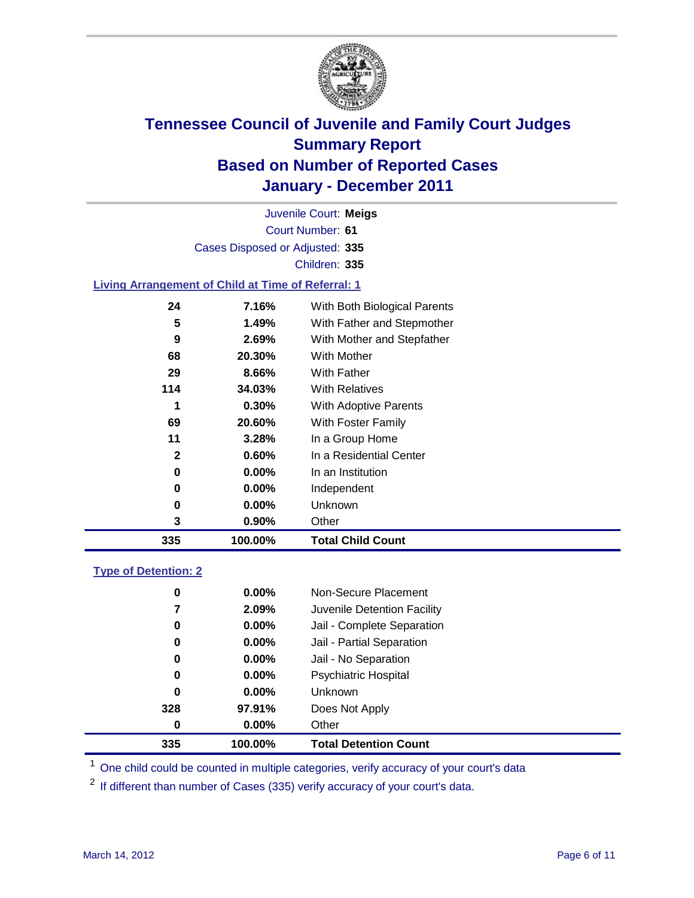# Tennessee Council of Juvenile and Family Court Judges
## Summary Report
## Based on Number of Reported Cases
## January - December 2011

Juvenile Court: **Meigs**
Court Number: **61**
Cases Disposed or Adjusted: **335**
Children: **335**

### Living Arrangement of Child at Time of Referral: 1

| Count | Percent | Category |
|---|---|---|
| 24 | 7.16% | With Both Biological Parents |
| 5 | 1.49% | With Father and Stepmother |
| 9 | 2.69% | With Mother and Stepfather |
| 68 | 20.30% | With Mother |
| 29 | 8.66% | With Father |
| 114 | 34.03% | With Relatives |
| 1 | 0.30% | With Adoptive Parents |
| 69 | 20.60% | With Foster Family |
| 11 | 3.28% | In a Group Home |
| 2 | 0.60% | In a Residential Center |
| 0 | 0.00% | In an Institution |
| 0 | 0.00% | Independent |
| 0 | 0.00% | Unknown |
| 3 | 0.90% | Other |
| **335** | **100.00%** | **Total Child Count** |

### Type of Detention: 2

| Count | Percent | Category |
|---|---|---|
| 0 | 0.00% | Non-Secure Placement |
| 7 | 2.09% | Juvenile Detention Facility |
| 0 | 0.00% | Jail - Complete Separation |
| 0 | 0.00% | Jail - Partial Separation |
| 0 | 0.00% | Jail - No Separation |
| 0 | 0.00% | Psychiatric Hospital |
| 0 | 0.00% | Unknown |
| 328 | 97.91% | Does Not Apply |
| 0 | 0.00% | Other |
| **335** | **100.00%** | **Total Detention Count** |

[1] One child could be counted in multiple categories, verify accuracy of your court's data

[2] If different than number of Cases (335) verify accuracy of your court's data.

March 14, 2012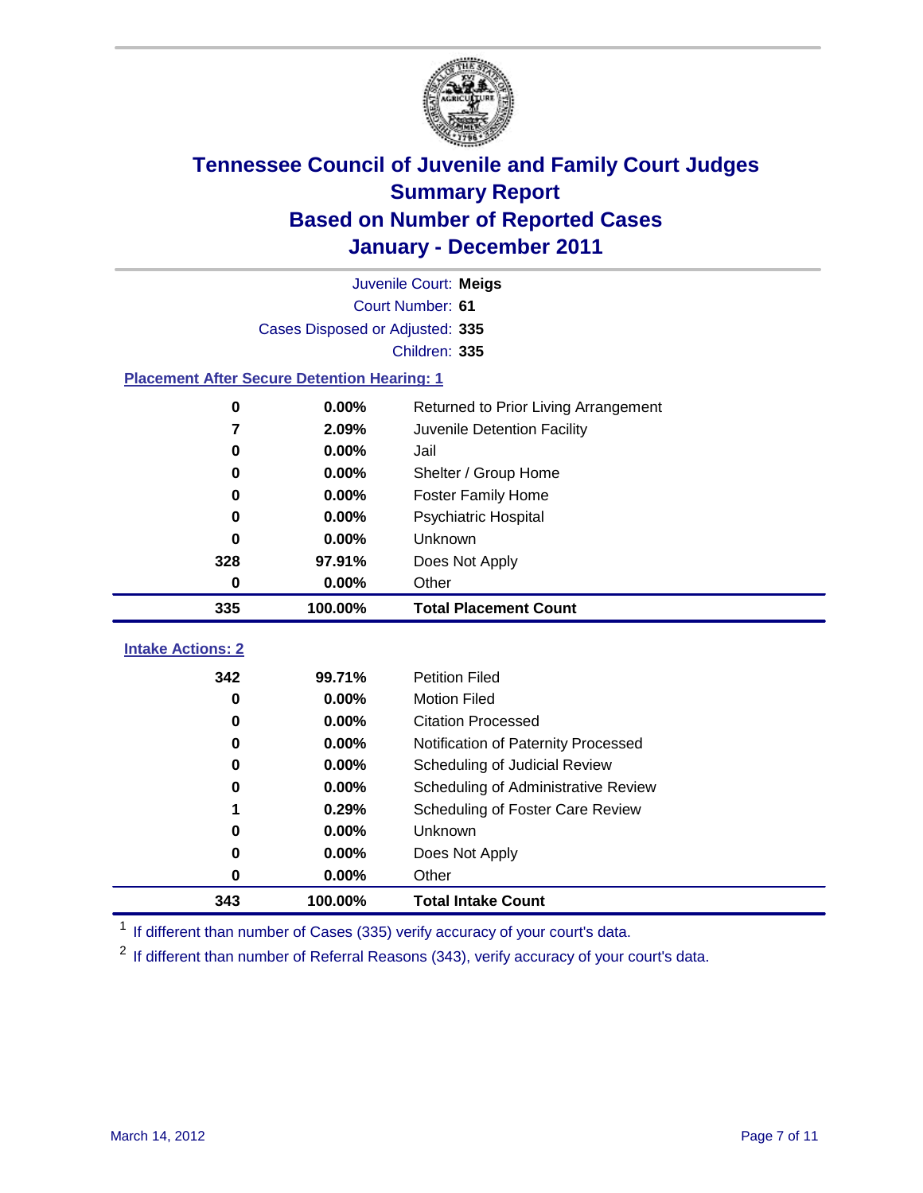# Tennessee Council of Juvenile and Family Court Judges
## Summary Report
## Based on Number of Reported Cases
## January - December 2011

Juvenile Court: **Meigs**

Court Number: **61**

Cases Disposed or Adjusted: **335**

Children: **335**

### Placement After Secure Detention Hearing: 1

| | | |
|---|---|---|
| 0 | 0.00% | Returned to Prior Living Arrangement |
| 7 | 2.09% | Juvenile Detention Facility |
| 0 | 0.00% | Jail |
| 0 | 0.00% | Shelter / Group Home |
| 0 | 0.00% | Foster Family Home |
| 0 | 0.00% | Psychiatric Hospital |
| 0 | 0.00% | Unknown |
| 328 | 97.91% | Does Not Apply |
| 0 | 0.00% | Other |
| **335** | **100.00%** | **Total Placement Count** |

### Intake Actions: 2

| | | |
|---|---|---|
| 342 | 99.71% | Petition Filed |
| 0 | 0.00% | Motion Filed |
| 0 | 0.00% | Citation Processed |
| 0 | 0.00% | Notification of Paternity Processed |
| 0 | 0.00% | Scheduling of Judicial Review |
| 0 | 0.00% | Scheduling of Administrative Review |
| 1 | 0.29% | Scheduling of Foster Care Review |
| 0 | 0.00% | Unknown |
| 0 | 0.00% | Does Not Apply |
| 0 | 0.00% | Other |
| **343** | **100.00%** | **Total Intake Count** |

[1] If different than number of Cases (335) verify accuracy of your court's data.

[2] If different than number of Referral Reasons (343), verify accuracy of your court's data.

March 14, 2012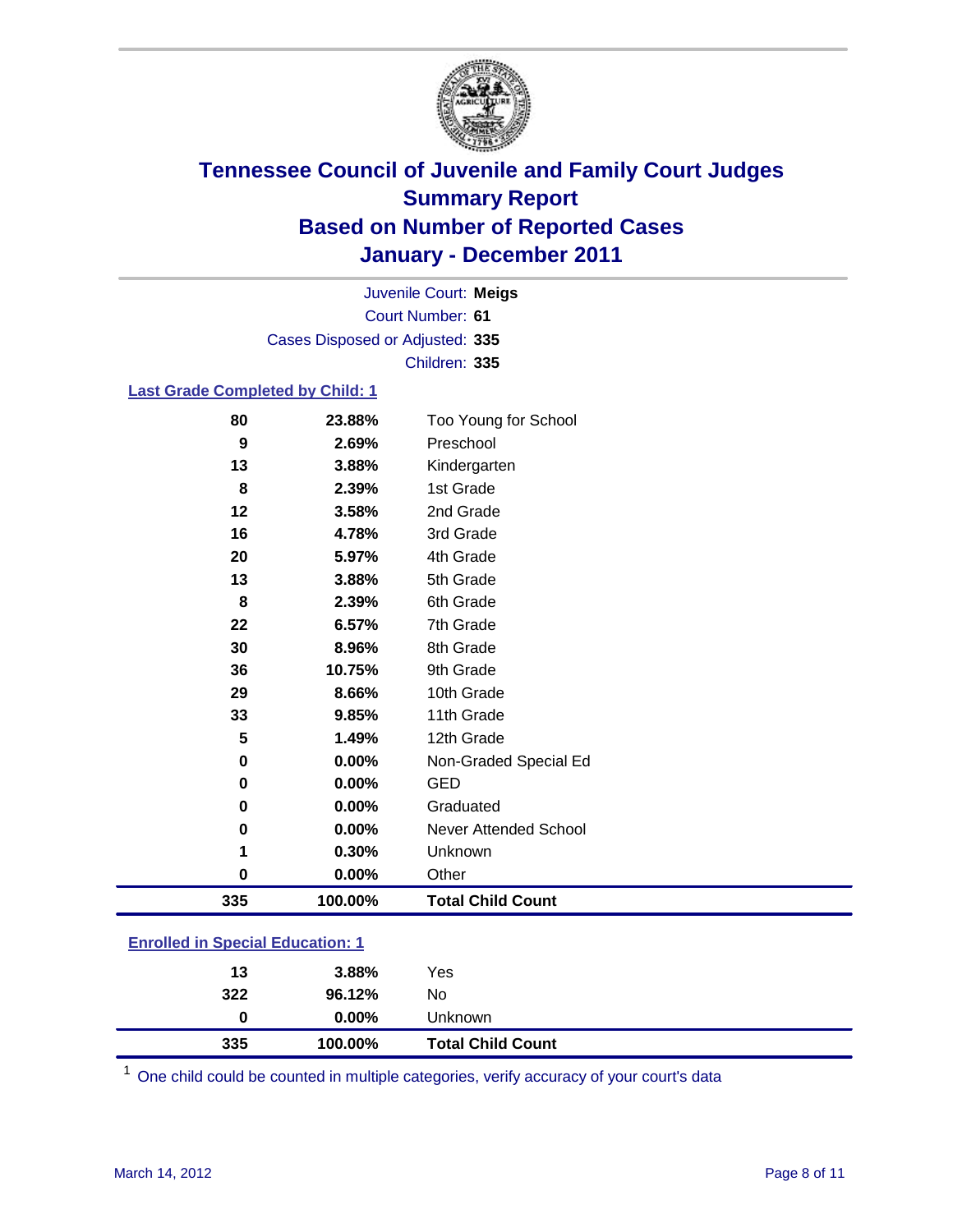# Tennessee Council of Juvenile and Family Court Judges
## Summary Report
## Based on Number of Reported Cases
## January - December 2011

Juvenile Court: **Meigs**
Court Number: **61**
Cases Disposed or Adjusted: **335**
Children: **335**

### Last Grade Completed by Child: 1

| Count | Percent | Category |
|---|---|---|
| 80 | 23.88% | Too Young for School |
| 9 | 2.69% | Preschool |
| 13 | 3.88% | Kindergarten |
| 8 | 2.39% | 1st Grade |
| 12 | 3.58% | 2nd Grade |
| 16 | 4.78% | 3rd Grade |
| 20 | 5.97% | 4th Grade |
| 13 | 3.88% | 5th Grade |
| 8 | 2.39% | 6th Grade |
| 22 | 6.57% | 7th Grade |
| 30 | 8.96% | 8th Grade |
| 36 | 10.75% | 9th Grade |
| 29 | 8.66% | 10th Grade |
| 33 | 9.85% | 11th Grade |
| 5 | 1.49% | 12th Grade |
| 0 | 0.00% | Non-Graded Special Ed |
| 0 | 0.00% | GED |
| 0 | 0.00% | Graduated |
| 0 | 0.00% | Never Attended School |
| 1 | 0.30% | Unknown |
| 0 | 0.00% | Other |
| **335** | **100.00%** | **Total Child Count** |

### Enrolled in Special Education: 1

| Count | Percent | Category |
|---|---|---|
| 13 | 3.88% | Yes |
| 322 | 96.12% | No |
| 0 | 0.00% | Unknown |
| **335** | **100.00%** | **Total Child Count** |

[1] One child could be counted in multiple categories, verify accuracy of your court's data

March 14, 2012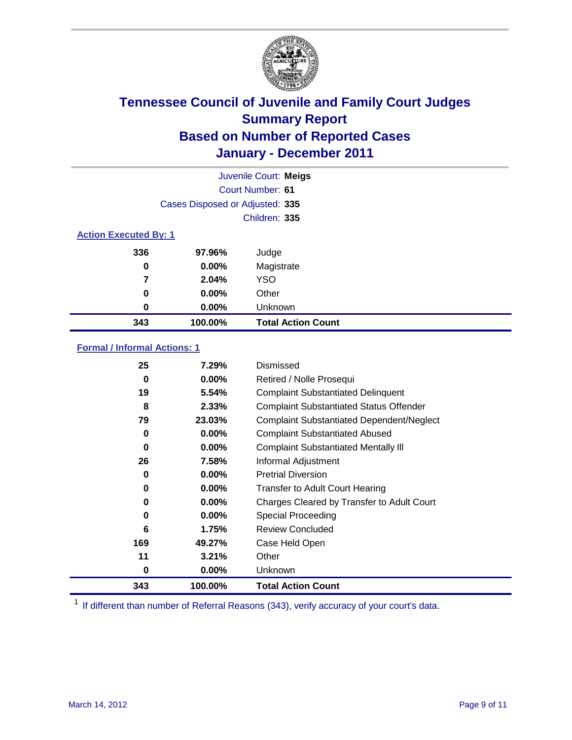# Tennessee Council of Juvenile and Family Court Judges
## Summary Report
## Based on Number of Reported Cases
## January - December 2011

Juvenile Court: **Meigs**
Court Number: **61**
Cases Disposed or Adjusted: **335**
Children: **335**

### Action Executed By: 1

| | | |
|---|---|---|
| 336 | 97.96% | Judge |
| 0 | 0.00% | Magistrate |
| 7 | 2.04% | YSO |
| 0 | 0.00% | Other |
| 0 | 0.00% | Unknown |
| **343** | **100.00%** | **Total Action Count** |

### Formal / Informal Actions: 1

| | | |
|---|---|---|
| 25 | 7.29% | Dismissed |
| 0 | 0.00% | Retired / Nolle Prosequi |
| 19 | 5.54% | Complaint Substantiated Delinquent |
| 8 | 2.33% | Complaint Substantiated Status Offender |
| 79 | 23.03% | Complaint Substantiated Dependent/Neglect |
| 0 | 0.00% | Complaint Substantiated Abused |
| 0 | 0.00% | Complaint Substantiated Mentally Ill |
| 26 | 7.58% | Informal Adjustment |
| 0 | 0.00% | Pretrial Diversion |
| 0 | 0.00% | Transfer to Adult Court Hearing |
| 0 | 0.00% | Charges Cleared by Transfer to Adult Court |
| 0 | 0.00% | Special Proceeding |
| 6 | 1.75% | Review Concluded |
| 169 | 49.27% | Case Held Open |
| 11 | 3.21% | Other |
| 0 | 0.00% | Unknown |
| **343** | **100.00%** | **Total Action Count** |

[1] If different than number of Referral Reasons (343), verify accuracy of your court's data.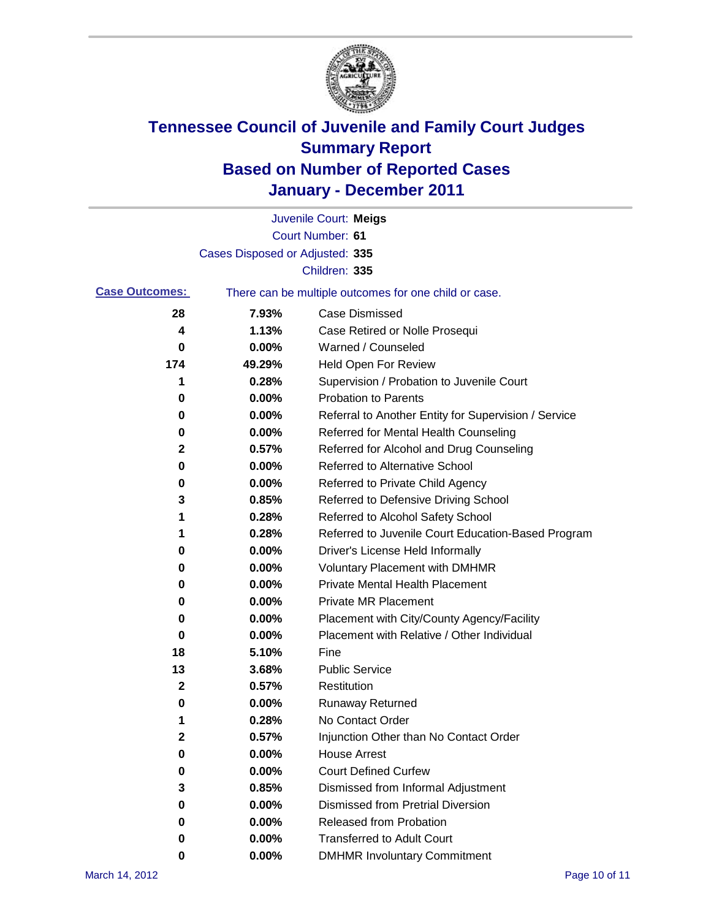# Tennessee Council of Juvenile and Family Court Judges
## Summary Report
## Based on Number of Reported Cases
## January - December 2011

Juvenile Court: **Meigs**
Court Number: **61**
Cases Disposed or Adjusted: **335**
Children: **335**

**Case Outcomes:** There can be multiple outcomes for one child or case.

| Count | Percent | Outcome |
|---|---|---|
| 28 | 7.93% | Case Dismissed |
| 4 | 1.13% | Case Retired or Nolle Prosequi |
| 0 | 0.00% | Warned / Counseled |
| 174 | 49.29% | Held Open For Review |
| 1 | 0.28% | Supervision / Probation to Juvenile Court |
| 0 | 0.00% | Probation to Parents |
| 0 | 0.00% | Referral to Another Entity for Supervision / Service |
| 0 | 0.00% | Referred for Mental Health Counseling |
| 2 | 0.57% | Referred for Alcohol and Drug Counseling |
| 0 | 0.00% | Referred to Alternative School |
| 0 | 0.00% | Referred to Private Child Agency |
| 3 | 0.85% | Referred to Defensive Driving School |
| 1 | 0.28% | Referred to Alcohol Safety School |
| 1 | 0.28% | Referred to Juvenile Court Education-Based Program |
| 0 | 0.00% | Driver's License Held Informally |
| 0 | 0.00% | Voluntary Placement with DMHMR |
| 0 | 0.00% | Private Mental Health Placement |
| 0 | 0.00% | Private MR Placement |
| 0 | 0.00% | Placement with City/County Agency/Facility |
| 0 | 0.00% | Placement with Relative / Other Individual |
| 18 | 5.10% | Fine |
| 13 | 3.68% | Public Service |
| 2 | 0.57% | Restitution |
| 0 | 0.00% | Runaway Returned |
| 1 | 0.28% | No Contact Order |
| 2 | 0.57% | Injunction Other than No Contact Order |
| 0 | 0.00% | House Arrest |
| 0 | 0.00% | Court Defined Curfew |
| 3 | 0.85% | Dismissed from Informal Adjustment |
| 0 | 0.00% | Dismissed from Pretrial Diversion |
| 0 | 0.00% | Released from Probation |
| 0 | 0.00% | Transferred to Adult Court |
| 0 | 0.00% | DMHMR Involuntary Commitment |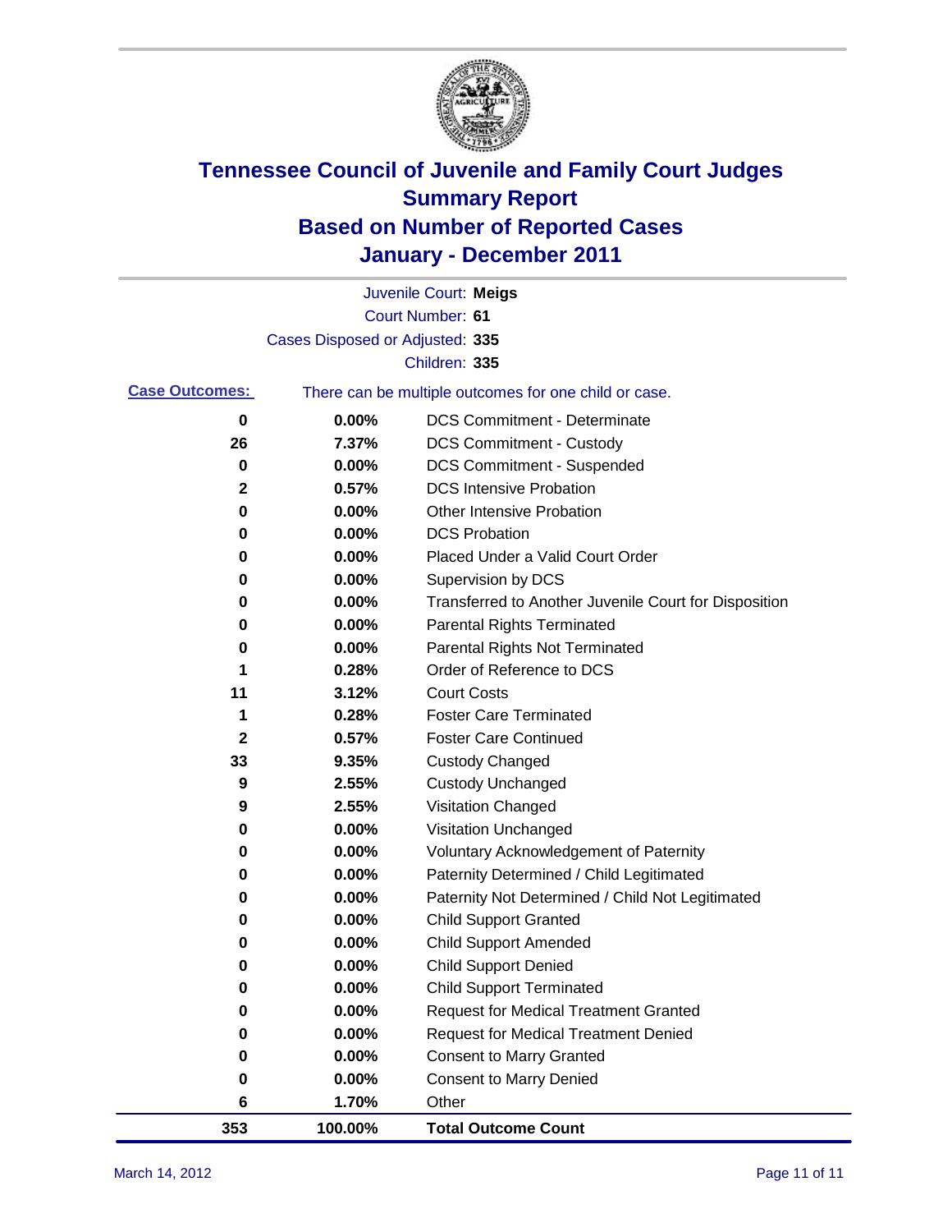# Tennessee Council of Juvenile and Family Court Judges
## Summary Report
## Based on Number of Reported Cases
## January - December 2011

Juvenile Court: **Meigs**
Court Number: **61**
Cases Disposed or Adjusted: **335**
Children: **335**

**Case Outcomes:** There can be multiple outcomes for one child or case.

| | | |
|---|---|---|
| 0 | 0.00% | DCS Commitment - Determinate |
| 26 | 7.37% | DCS Commitment - Custody |
| 0 | 0.00% | DCS Commitment - Suspended |
| 2 | 0.57% | DCS Intensive Probation |
| 0 | 0.00% | Other Intensive Probation |
| 0 | 0.00% | DCS Probation |
| 0 | 0.00% | Placed Under a Valid Court Order |
| 0 | 0.00% | Supervision by DCS |
| 0 | 0.00% | Transferred to Another Juvenile Court for Disposition |
| 0 | 0.00% | Parental Rights Terminated |
| 0 | 0.00% | Parental Rights Not Terminated |
| 1 | 0.28% | Order of Reference to DCS |
| 11 | 3.12% | Court Costs |
| 1 | 0.28% | Foster Care Terminated |
| 2 | 0.57% | Foster Care Continued |
| 33 | 9.35% | Custody Changed |
| 9 | 2.55% | Custody Unchanged |
| 9 | 2.55% | Visitation Changed |
| 0 | 0.00% | Visitation Unchanged |
| 0 | 0.00% | Voluntary Acknowledgement of Paternity |
| 0 | 0.00% | Paternity Determined / Child Legitimated |
| 0 | 0.00% | Paternity Not Determined / Child Not Legitimated |
| 0 | 0.00% | Child Support Granted |
| 0 | 0.00% | Child Support Amended |
| 0 | 0.00% | Child Support Denied |
| 0 | 0.00% | Child Support Terminated |
| 0 | 0.00% | Request for Medical Treatment Granted |
| 0 | 0.00% | Request for Medical Treatment Denied |
| 0 | 0.00% | Consent to Marry Granted |
| 0 | 0.00% | Consent to Marry Denied |
| 6 | 1.70% | Other |
| **353** | **100.00%** | **Total Outcome Count** |

March 14, 2012